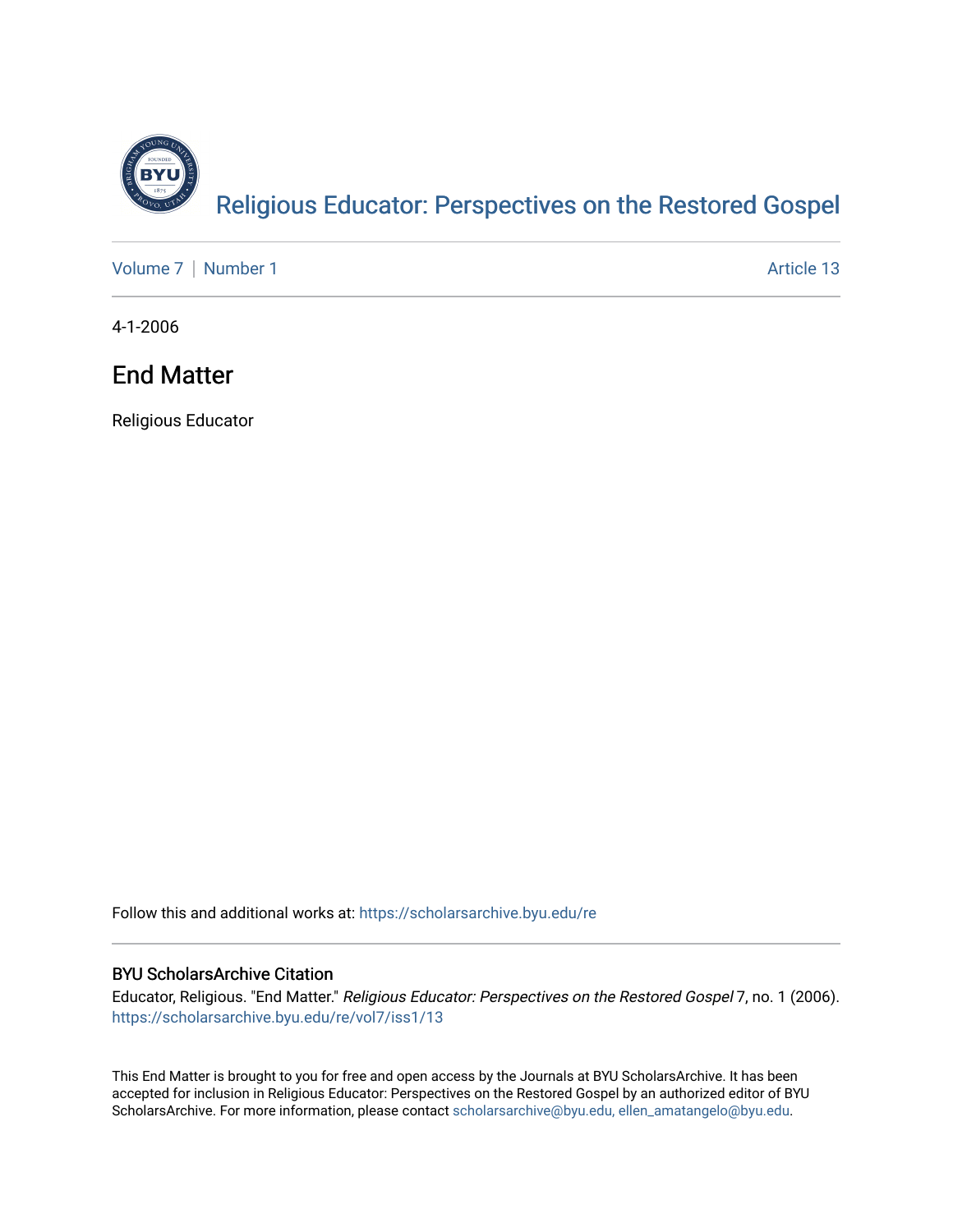Religious Educator: Perspectives on the Restored Gospel

Volume 7 | Number 1 Article 13

4-1-2006

# End Matter

Religious Educator

Follow this and additional works at: https://scholarsarchive.byu.edu/re

## BYU ScholarsArchive Citation

Educator, Religious. "End Matter." *Religious Educator: Perspectives on the Restored Gospel* 7, no. 1 (2006). https://scholarsarchive.byu.edu/re/vol7/iss1/13

This End Matter is brought to you for free and open access by the Journals at BYU ScholarsArchive. It has been accepted for inclusion in Religious Educator: Perspectives on the Restored Gospel by an authorized editor of BYU ScholarsArchive. For more information, please contact scholarsarchive@byu.edu, ellen_amatangelo@byu.edu.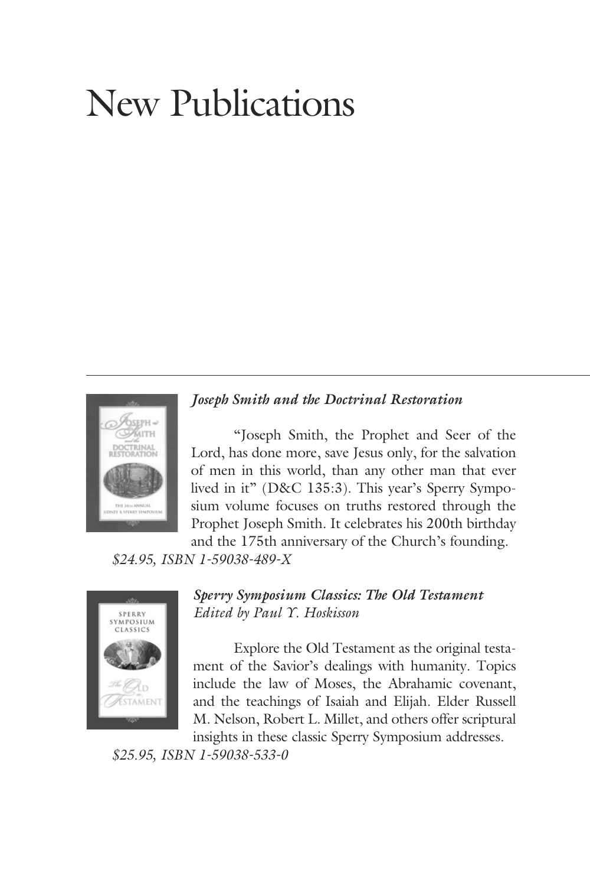# New Publications

***Joseph Smith and the Doctrinal Restoration***

"Joseph Smith, the Prophet and Seer of the Lord, has done more, save Jesus only, for the salvation of men in this world, than any other man that ever lived in it" (D&C 135:3). This year's Sperry Symposium volume focuses on truths restored through the Prophet Joseph Smith. It celebrates his 200th birthday and the 175th anniversary of the Church's founding.

*$24.95, ISBN 1-59038-489-X*

***Sperry Symposium Classics: The Old Testament***
*Edited by Paul Y. Hoskisson*

Explore the Old Testament as the original testament of the Savior's dealings with humanity. Topics include the law of Moses, the Abrahamic covenant, and the teachings of Isaiah and Elijah. Elder Russell M. Nelson, Robert L. Millet, and others offer scriptural insights in these classic Sperry Symposium addresses.

*$25.95, ISBN 1-59038-533-0*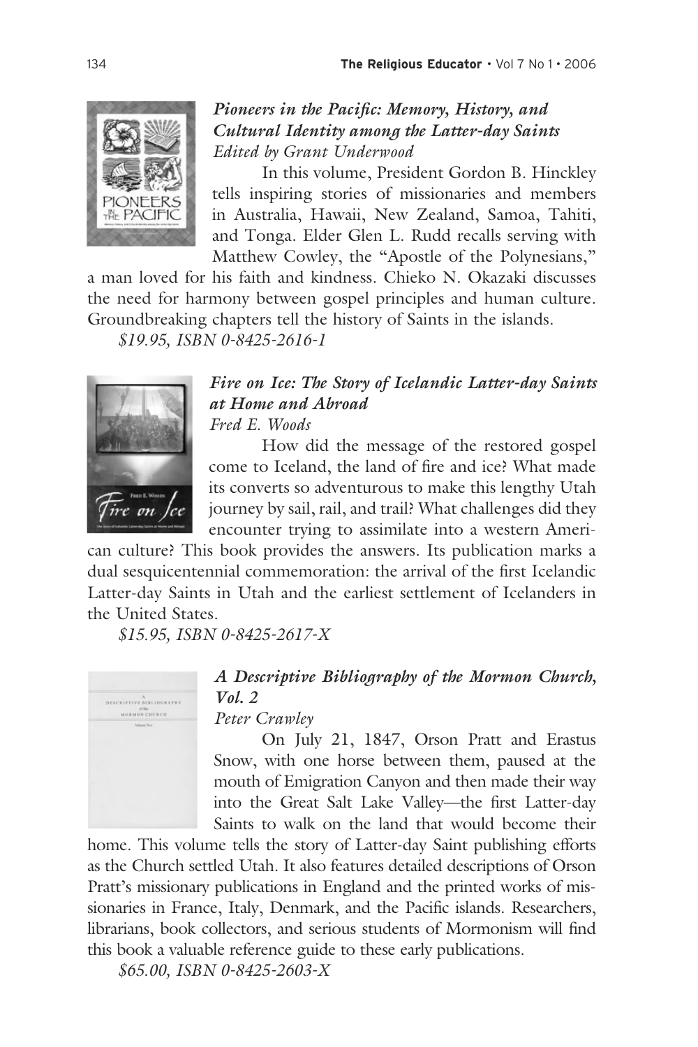***Pioneers in the Pacific: Memory, History, and Cultural Identity among the Latter-day Saints***
*Edited by Grant Underwood*

In this volume, President Gordon B. Hinckley tells inspiring stories of missionaries and members in Australia, Hawaii, New Zealand, Samoa, Tahiti, and Tonga. Elder Glen L. Rudd recalls serving with Matthew Cowley, the "Apostle of the Polynesians," a man loved for his faith and kindness. Chieko N. Okazaki discusses the need for harmony between gospel principles and human culture. Groundbreaking chapters tell the history of Saints in the islands.

*$19.95, ISBN 0-8425-2616-1*

***Fire on Ice: The Story of Icelandic Latter-day Saints at Home and Abroad***
*Fred E. Woods*

How did the message of the restored gospel come to Iceland, the land of fire and ice? What made its converts so adventurous to make this lengthy Utah journey by sail, rail, and trail? What challenges did they encounter trying to assimilate into a western American culture? This book provides the answers. Its publication marks a dual sesquicentennial commemoration: the arrival of the first Icelandic Latter-day Saints in Utah and the earliest settlement of Icelanders in the United States.

*$15.95, ISBN 0-8425-2617-X*

***A Descriptive Bibliography of the Mormon Church, Vol. 2***
*Peter Crawley*

On July 21, 1847, Orson Pratt and Erastus Snow, with one horse between them, paused at the mouth of Emigration Canyon and then made their way into the Great Salt Lake Valley—the first Latter-day Saints to walk on the land that would become their home. This volume tells the story of Latter-day Saint publishing efforts as the Church settled Utah. It also features detailed descriptions of Orson Pratt's missionary publications in England and the printed works of missionaries in France, Italy, Denmark, and the Pacific islands. Researchers, librarians, book collectors, and serious students of Mormonism will find this book a valuable reference guide to these early publications.

*$65.00, ISBN 0-8425-2603-X*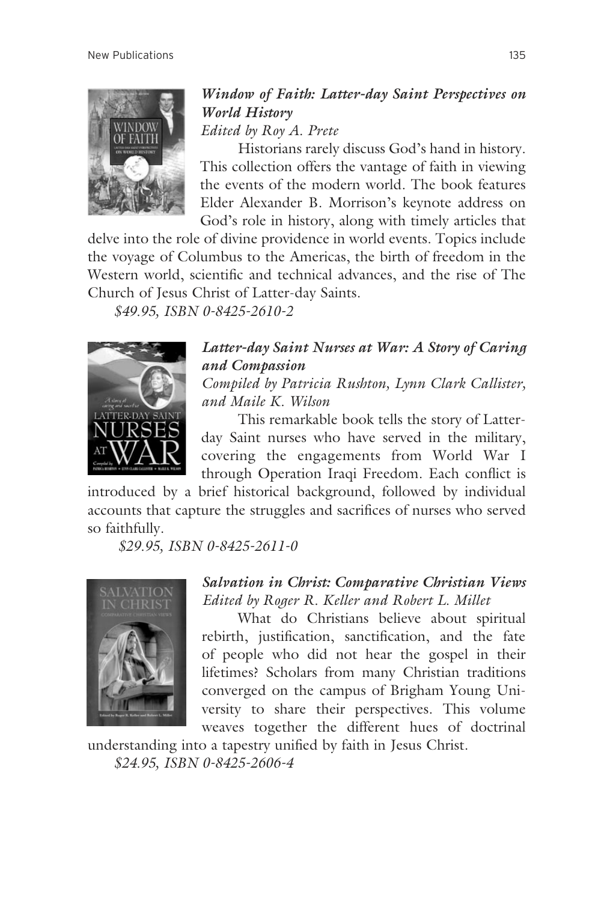### *Window of Faith: Latter-day Saint Perspectives on World History*

*Edited by Roy A. Prete*

Historians rarely discuss God's hand in history. This collection offers the vantage of faith in viewing the events of the modern world. The book features Elder Alexander B. Morrison's keynote address on God's role in history, along with timely articles that delve into the role of divine providence in world events. Topics include the voyage of Columbus to the Americas, the birth of freedom in the Western world, scientific and technical advances, and the rise of The Church of Jesus Christ of Latter-day Saints.

*$49.95, ISBN 0-8425-2610-2*

### *Latter-day Saint Nurses at War: A Story of Caring and Compassion*

*Compiled by Patricia Rushton, Lynn Clark Callister, and Maile K. Wilson*

This remarkable book tells the story of Latter-day Saint nurses who have served in the military, covering the engagements from World War I through Operation Iraqi Freedom. Each conflict is introduced by a brief historical background, followed by individual accounts that capture the struggles and sacrifices of nurses who served so faithfully.

*$29.95, ISBN 0-8425-2611-0*

### *Salvation in Christ: Comparative Christian Views*

*Edited by Roger R. Keller and Robert L. Millet*

What do Christians believe about spiritual rebirth, justification, sanctification, and the fate of people who did not hear the gospel in their lifetimes? Scholars from many Christian traditions converged on the campus of Brigham Young University to share their perspectives. This volume weaves together the different hues of doctrinal understanding into a tapestry unified by faith in Jesus Christ.

*$24.95, ISBN 0-8425-2606-4*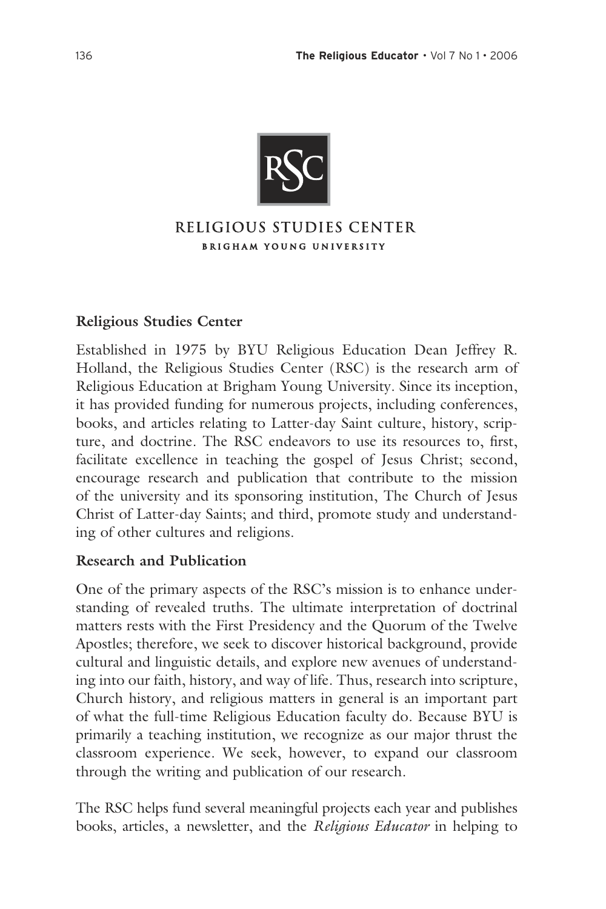RELIGIOUS STUDIES CENTER

BRIGHAM YOUNG UNIVERSITY

**Religious Studies Center**

Established in 1975 by BYU Religious Education Dean Jeffrey R. Holland, the Religious Studies Center (RSC) is the research arm of Religious Education at Brigham Young University. Since its inception, it has provided funding for numerous projects, including conferences, books, and articles relating to Latter-day Saint culture, history, scripture, and doctrine. The RSC endeavors to use its resources to, first, facilitate excellence in teaching the gospel of Jesus Christ; second, encourage research and publication that contribute to the mission of the university and its sponsoring institution, The Church of Jesus Christ of Latter-day Saints; and third, promote study and understanding of other cultures and religions.

**Research and Publication**

One of the primary aspects of the RSC's mission is to enhance understanding of revealed truths. The ultimate interpretation of doctrinal matters rests with the First Presidency and the Quorum of the Twelve Apostles; therefore, we seek to discover historical background, provide cultural and linguistic details, and explore new avenues of understanding into our faith, history, and way of life. Thus, research into scripture, Church history, and religious matters in general is an important part of what the full-time Religious Education faculty do. Because BYU is primarily a teaching institution, we recognize as our major thrust the classroom experience. We seek, however, to expand our classroom through the writing and publication of our research.

The RSC helps fund several meaningful projects each year and publishes books, articles, a newsletter, and the *Religious Educator* in helping to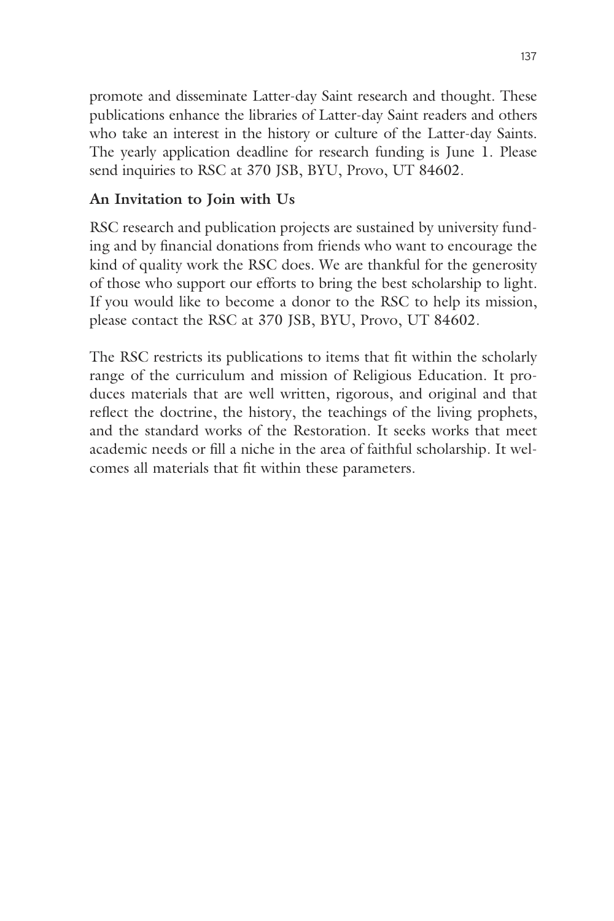promote and disseminate Latter-day Saint research and thought. These publications enhance the libraries of Latter-day Saint readers and others who take an interest in the history or culture of the Latter-day Saints. The yearly application deadline for research funding is June 1. Please send inquiries to RSC at 370 JSB, BYU, Provo, UT 84602.

**An Invitation to Join with Us**

RSC research and publication projects are sustained by university funding and by financial donations from friends who want to encourage the kind of quality work the RSC does. We are thankful for the generosity of those who support our efforts to bring the best scholarship to light. If you would like to become a donor to the RSC to help its mission, please contact the RSC at 370 JSB, BYU, Provo, UT 84602.

The RSC restricts its publications to items that fit within the scholarly range of the curriculum and mission of Religious Education. It produces materials that are well written, rigorous, and original and that reflect the doctrine, the history, the teachings of the living prophets, and the standard works of the Restoration. It seeks works that meet academic needs or fill a niche in the area of faithful scholarship. It welcomes all materials that fit within these parameters.